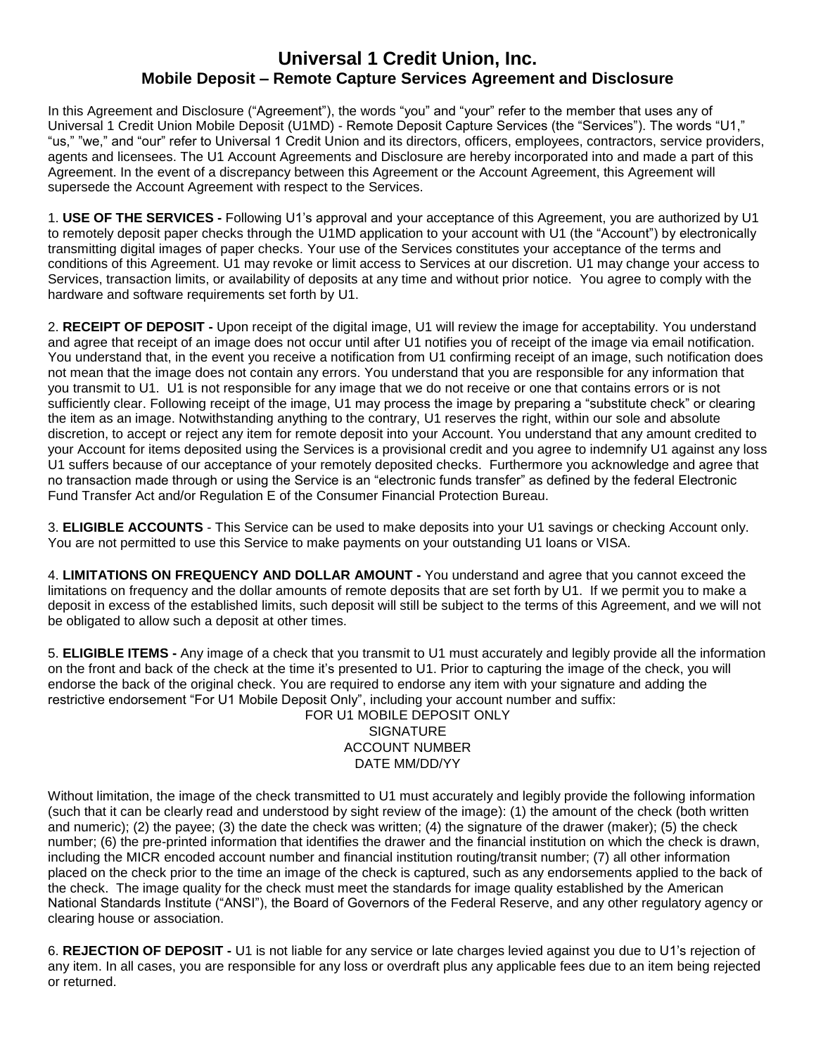# Universal 1 Credit Union, Inc.
## Mobile Deposit – Remote Capture Services Agreement and Disclosure

In this Agreement and Disclosure ("Agreement"), the words "you" and "your" refer to the member that uses any of Universal 1 Credit Union Mobile Deposit (U1MD) - Remote Deposit Capture Services (the "Services"). The words "U1," "us," "we," and "our" refer to Universal 1 Credit Union and its directors, officers, employees, contractors, service providers, agents and licensees. The U1 Account Agreements and Disclosure are hereby incorporated into and made a part of this Agreement. In the event of a discrepancy between this Agreement or the Account Agreement, this Agreement will supersede the Account Agreement with respect to the Services.

1. **USE OF THE SERVICES -** Following U1's approval and your acceptance of this Agreement, you are authorized by U1 to remotely deposit paper checks through the U1MD application to your account with U1 (the "Account") by electronically transmitting digital images of paper checks. Your use of the Services constitutes your acceptance of the terms and conditions of this Agreement. U1 may revoke or limit access to Services at our discretion. U1 may change your access to Services, transaction limits, or availability of deposits at any time and without prior notice. You agree to comply with the hardware and software requirements set forth by U1.

2. **RECEIPT OF DEPOSIT -** Upon receipt of the digital image, U1 will review the image for acceptability. You understand and agree that receipt of an image does not occur until after U1 notifies you of receipt of the image via email notification. You understand that, in the event you receive a notification from U1 confirming receipt of an image, such notification does not mean that the image does not contain any errors. You understand that you are responsible for any information that you transmit to U1. U1 is not responsible for any image that we do not receive or one that contains errors or is not sufficiently clear. Following receipt of the image, U1 may process the image by preparing a "substitute check" or clearing the item as an image. Notwithstanding anything to the contrary, U1 reserves the right, within our sole and absolute discretion, to accept or reject any item for remote deposit into your Account. You understand that any amount credited to your Account for items deposited using the Services is a provisional credit and you agree to indemnify U1 against any loss U1 suffers because of our acceptance of your remotely deposited checks. Furthermore you acknowledge and agree that no transaction made through or using the Service is an "electronic funds transfer" as defined by the federal Electronic Fund Transfer Act and/or Regulation E of the Consumer Financial Protection Bureau.

3. **ELIGIBLE ACCOUNTS** - This Service can be used to make deposits into your U1 savings or checking Account only. You are not permitted to use this Service to make payments on your outstanding U1 loans or VISA.

4. **LIMITATIONS ON FREQUENCY AND DOLLAR AMOUNT -** You understand and agree that you cannot exceed the limitations on frequency and the dollar amounts of remote deposits that are set forth by U1. If we permit you to make a deposit in excess of the established limits, such deposit will still be subject to the terms of this Agreement, and we will not be obligated to allow such a deposit at other times.

5. **ELIGIBLE ITEMS -** Any image of a check that you transmit to U1 must accurately and legibly provide all the information on the front and back of the check at the time it's presented to U1. Prior to capturing the image of the check, you will endorse the back of the original check. You are required to endorse any item with your signature and adding the restrictive endorsement "For U1 Mobile Deposit Only", including your account number and suffix:

FOR U1 MOBILE DEPOSIT ONLY
SIGNATURE
ACCOUNT NUMBER
DATE MM/DD/YY

Without limitation, the image of the check transmitted to U1 must accurately and legibly provide the following information (such that it can be clearly read and understood by sight review of the image): (1) the amount of the check (both written and numeric); (2) the payee; (3) the date the check was written; (4) the signature of the drawer (maker); (5) the check number; (6) the pre-printed information that identifies the drawer and the financial institution on which the check is drawn, including the MICR encoded account number and financial institution routing/transit number; (7) all other information placed on the check prior to the time an image of the check is captured, such as any endorsements applied to the back of the check. The image quality for the check must meet the standards for image quality established by the American National Standards Institute ("ANSI"), the Board of Governors of the Federal Reserve, and any other regulatory agency or clearing house or association.

6. **REJECTION OF DEPOSIT -** U1 is not liable for any service or late charges levied against you due to U1's rejection of any item. In all cases, you are responsible for any loss or overdraft plus any applicable fees due to an item being rejected or returned.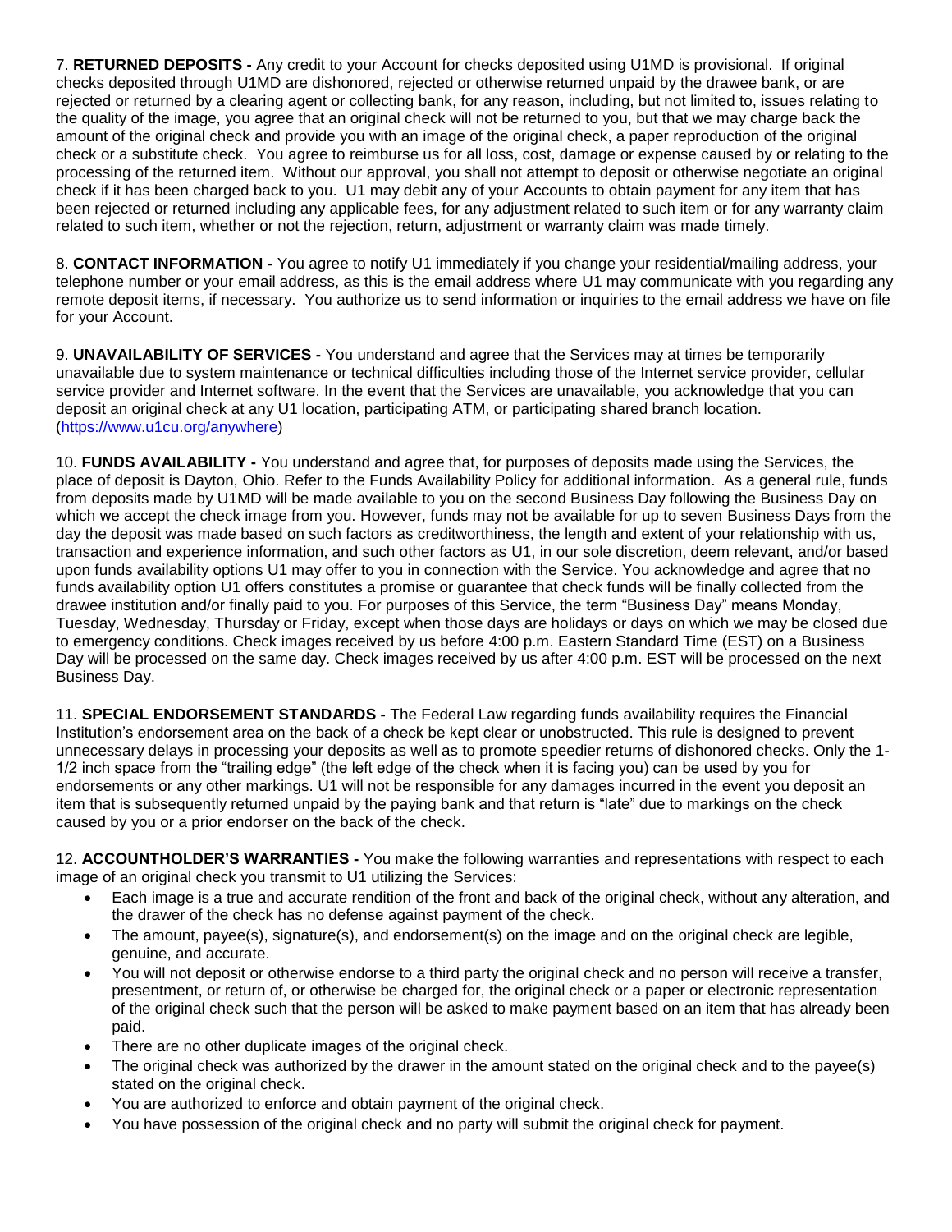7. **RETURNED DEPOSITS -** Any credit to your Account for checks deposited using U1MD is provisional. If original checks deposited through U1MD are dishonored, rejected or otherwise returned unpaid by the drawee bank, or are rejected or returned by a clearing agent or collecting bank, for any reason, including, but not limited to, issues relating to the quality of the image, you agree that an original check will not be returned to you, but that we may charge back the amount of the original check and provide you with an image of the original check, a paper reproduction of the original check or a substitute check. You agree to reimburse us for all loss, cost, damage or expense caused by or relating to the processing of the returned item. Without our approval, you shall not attempt to deposit or otherwise negotiate an original check if it has been charged back to you. U1 may debit any of your Accounts to obtain payment for any item that has been rejected or returned including any applicable fees, for any adjustment related to such item or for any warranty claim related to such item, whether or not the rejection, return, adjustment or warranty claim was made timely.

8. **CONTACT INFORMATION -** You agree to notify U1 immediately if you change your residential/mailing address, your telephone number or your email address, as this is the email address where U1 may communicate with you regarding any remote deposit items, if necessary. You authorize us to send information or inquiries to the email address we have on file for your Account.

9. **UNAVAILABILITY OF SERVICES -** You understand and agree that the Services may at times be temporarily unavailable due to system maintenance or technical difficulties including those of the Internet service provider, cellular service provider and Internet software. In the event that the Services are unavailable, you acknowledge that you can deposit an original check at any U1 location, participating ATM, or participating shared branch location. (https://www.u1cu.org/anywhere)

10. **FUNDS AVAILABILITY -** You understand and agree that, for purposes of deposits made using the Services, the place of deposit is Dayton, Ohio. Refer to the Funds Availability Policy for additional information. As a general rule, funds from deposits made by U1MD will be made available to you on the second Business Day following the Business Day on which we accept the check image from you. However, funds may not be available for up to seven Business Days from the day the deposit was made based on such factors as creditworthiness, the length and extent of your relationship with us, transaction and experience information, and such other factors as U1, in our sole discretion, deem relevant, and/or based upon funds availability options U1 may offer to you in connection with the Service. You acknowledge and agree that no funds availability option U1 offers constitutes a promise or guarantee that check funds will be finally collected from the drawee institution and/or finally paid to you. For purposes of this Service, the term "Business Day" means Monday, Tuesday, Wednesday, Thursday or Friday, except when those days are holidays or days on which we may be closed due to emergency conditions. Check images received by us before 4:00 p.m. Eastern Standard Time (EST) on a Business Day will be processed on the same day. Check images received by us after 4:00 p.m. EST will be processed on the next Business Day.

11. **SPECIAL ENDORSEMENT STANDARDS -** The Federal Law regarding funds availability requires the Financial Institution's endorsement area on the back of a check be kept clear or unobstructed. This rule is designed to prevent unnecessary delays in processing your deposits as well as to promote speedier returns of dishonored checks. Only the 1-1/2 inch space from the "trailing edge" (the left edge of the check when it is facing you) can be used by you for endorsements or any other markings. U1 will not be responsible for any damages incurred in the event you deposit an item that is subsequently returned unpaid by the paying bank and that return is "late" due to markings on the check caused by you or a prior endorser on the back of the check.

12. **ACCOUNTHOLDER'S WARRANTIES -** You make the following warranties and representations with respect to each image of an original check you transmit to U1 utilizing the Services:

- Each image is a true and accurate rendition of the front and back of the original check, without any alteration, and the drawer of the check has no defense against payment of the check.
- The amount, payee(s), signature(s), and endorsement(s) on the image and on the original check are legible, genuine, and accurate.
- You will not deposit or otherwise endorse to a third party the original check and no person will receive a transfer, presentment, or return of, or otherwise be charged for, the original check or a paper or electronic representation of the original check such that the person will be asked to make payment based on an item that has already been paid.
- There are no other duplicate images of the original check.
- The original check was authorized by the drawer in the amount stated on the original check and to the payee(s) stated on the original check.
- You are authorized to enforce and obtain payment of the original check.
- You have possession of the original check and no party will submit the original check for payment.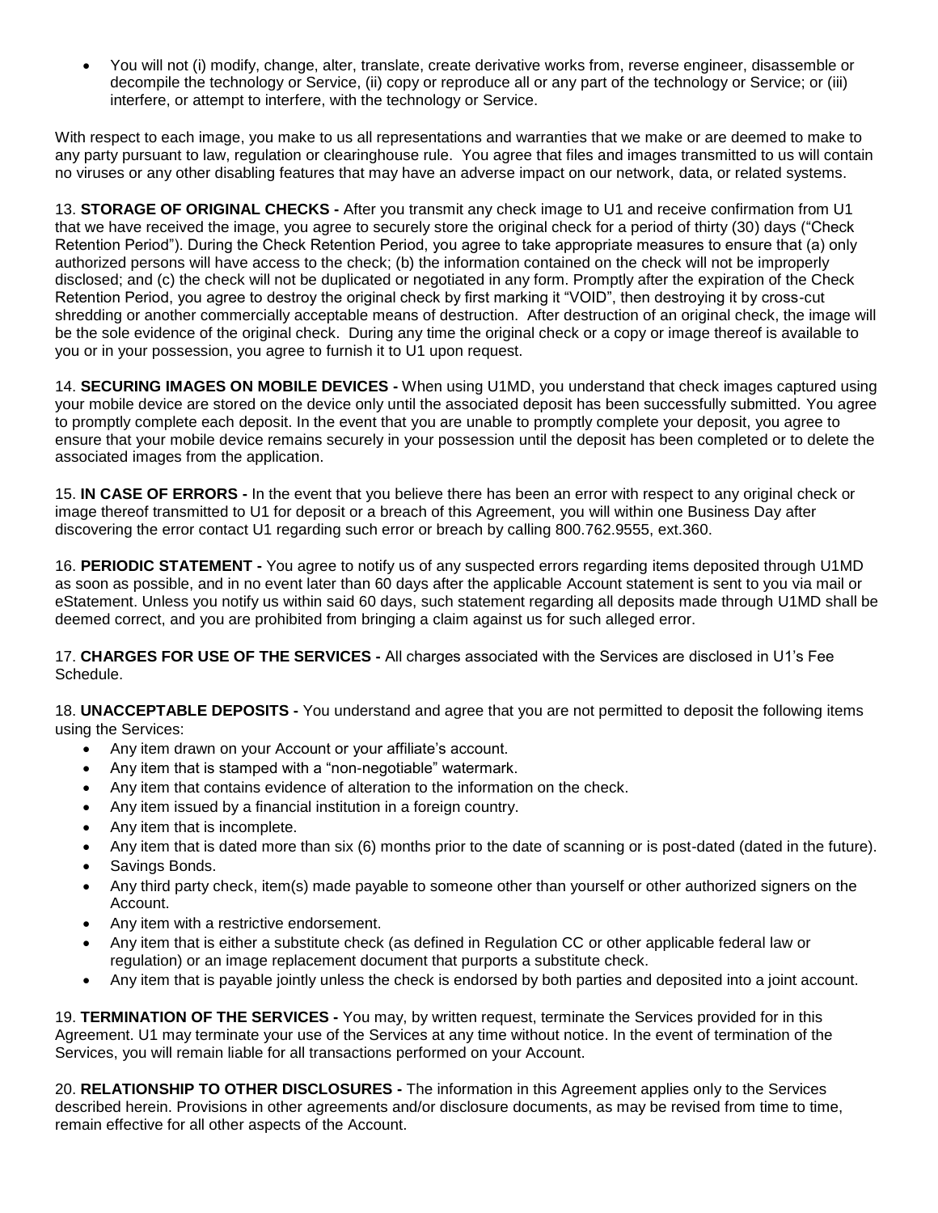- You will not (i) modify, change, alter, translate, create derivative works from, reverse engineer, disassemble or decompile the technology or Service, (ii) copy or reproduce all or any part of the technology or Service; or (iii) interfere, or attempt to interfere, with the technology or Service.

With respect to each image, you make to us all representations and warranties that we make or are deemed to make to any party pursuant to law, regulation or clearinghouse rule. You agree that files and images transmitted to us will contain no viruses or any other disabling features that may have an adverse impact on our network, data, or related systems.

13. **STORAGE OF ORIGINAL CHECKS -** After you transmit any check image to U1 and receive confirmation from U1 that we have received the image, you agree to securely store the original check for a period of thirty (30) days ("Check Retention Period"). During the Check Retention Period, you agree to take appropriate measures to ensure that (a) only authorized persons will have access to the check; (b) the information contained on the check will not be improperly disclosed; and (c) the check will not be duplicated or negotiated in any form. Promptly after the expiration of the Check Retention Period, you agree to destroy the original check by first marking it "VOID", then destroying it by cross-cut shredding or another commercially acceptable means of destruction. After destruction of an original check, the image will be the sole evidence of the original check. During any time the original check or a copy or image thereof is available to you or in your possession, you agree to furnish it to U1 upon request.

14. **SECURING IMAGES ON MOBILE DEVICES -** When using U1MD, you understand that check images captured using your mobile device are stored on the device only until the associated deposit has been successfully submitted. You agree to promptly complete each deposit. In the event that you are unable to promptly complete your deposit, you agree to ensure that your mobile device remains securely in your possession until the deposit has been completed or to delete the associated images from the application.

15. **IN CASE OF ERRORS -** In the event that you believe there has been an error with respect to any original check or image thereof transmitted to U1 for deposit or a breach of this Agreement, you will within one Business Day after discovering the error contact U1 regarding such error or breach by calling 800.762.9555, ext.360.

16. **PERIODIC STATEMENT -** You agree to notify us of any suspected errors regarding items deposited through U1MD as soon as possible, and in no event later than 60 days after the applicable Account statement is sent to you via mail or eStatement. Unless you notify us within said 60 days, such statement regarding all deposits made through U1MD shall be deemed correct, and you are prohibited from bringing a claim against us for such alleged error.

17. **CHARGES FOR USE OF THE SERVICES -** All charges associated with the Services are disclosed in U1's Fee Schedule.

18. **UNACCEPTABLE DEPOSITS -** You understand and agree that you are not permitted to deposit the following items using the Services:

- Any item drawn on your Account or your affiliate's account.
- Any item that is stamped with a "non-negotiable" watermark.
- Any item that contains evidence of alteration to the information on the check.
- Any item issued by a financial institution in a foreign country.
- Any item that is incomplete.
- Any item that is dated more than six (6) months prior to the date of scanning or is post-dated (dated in the future).
- Savings Bonds.
- Any third party check, item(s) made payable to someone other than yourself or other authorized signers on the Account.
- Any item with a restrictive endorsement.
- Any item that is either a substitute check (as defined in Regulation CC or other applicable federal law or regulation) or an image replacement document that purports a substitute check.
- Any item that is payable jointly unless the check is endorsed by both parties and deposited into a joint account.

19. **TERMINATION OF THE SERVICES -** You may, by written request, terminate the Services provided for in this Agreement. U1 may terminate your use of the Services at any time without notice. In the event of termination of the Services, you will remain liable for all transactions performed on your Account.

20. **RELATIONSHIP TO OTHER DISCLOSURES -** The information in this Agreement applies only to the Services described herein. Provisions in other agreements and/or disclosure documents, as may be revised from time to time, remain effective for all other aspects of the Account.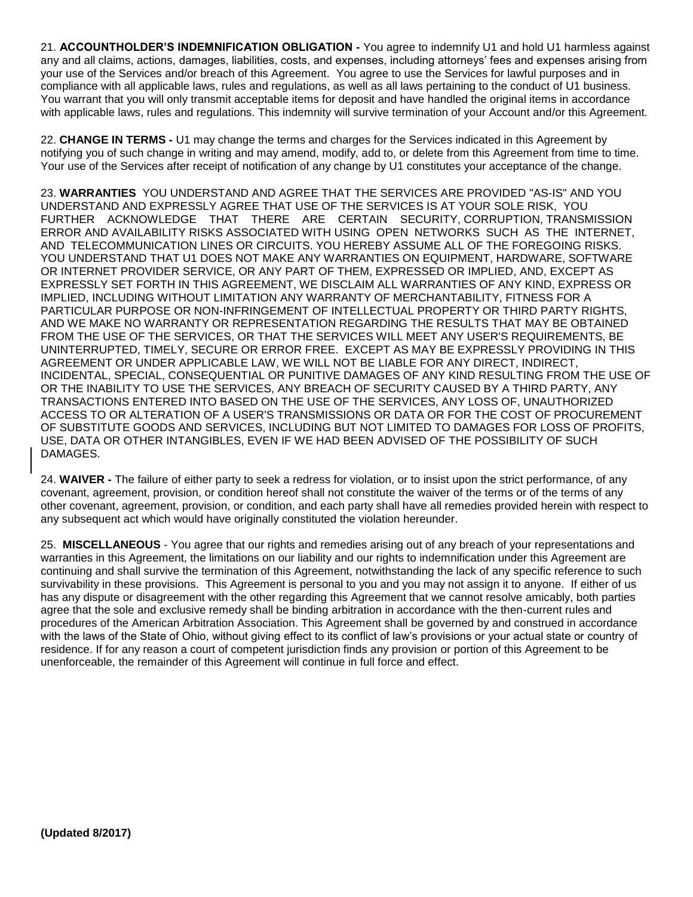21. **ACCOUNTHOLDER'S INDEMNIFICATION OBLIGATION -** You agree to indemnify U1 and hold U1 harmless against any and all claims, actions, damages, liabilities, costs, and expenses, including attorneys' fees and expenses arising from your use of the Services and/or breach of this Agreement. You agree to use the Services for lawful purposes and in compliance with all applicable laws, rules and regulations, as well as all laws pertaining to the conduct of U1 business. You warrant that you will only transmit acceptable items for deposit and have handled the original items in accordance with applicable laws, rules and regulations. This indemnity will survive termination of your Account and/or this Agreement.

22. **CHANGE IN TERMS -** U1 may change the terms and charges for the Services indicated in this Agreement by notifying you of such change in writing and may amend, modify, add to, or delete from this Agreement from time to time. Your use of the Services after receipt of notification of any change by U1 constitutes your acceptance of the change.

23. **WARRANTIES** YOU UNDERSTAND AND AGREE THAT THE SERVICES ARE PROVIDED "AS-IS" AND YOU UNDERSTAND AND EXPRESSLY AGREE THAT USE OF THE SERVICES IS AT YOUR SOLE RISK, YOU FURTHER ACKNOWLEDGE THAT THERE ARE CERTAIN SECURITY, CORRUPTION, TRANSMISSION ERROR AND AVAILABILITY RISKS ASSOCIATED WITH USING OPEN NETWORKS SUCH AS THE INTERNET, AND TELECOMMUNICATION LINES OR CIRCUITS. YOU HEREBY ASSUME ALL OF THE FOREGOING RISKS. YOU UNDERSTAND THAT U1 DOES NOT MAKE ANY WARRANTIES ON EQUIPMENT, HARDWARE, SOFTWARE OR INTERNET PROVIDER SERVICE, OR ANY PART OF THEM, EXPRESSED OR IMPLIED, AND, EXCEPT AS EXPRESSLY SET FORTH IN THIS AGREEMENT, WE DISCLAIM ALL WARRANTIES OF ANY KIND, EXPRESS OR IMPLIED, INCLUDING WITHOUT LIMITATION ANY WARRANTY OF MERCHANTABILITY, FITNESS FOR A PARTICULAR PURPOSE OR NON-INFRINGEMENT OF INTELLECTUAL PROPERTY OR THIRD PARTY RIGHTS, AND WE MAKE NO WARRANTY OR REPRESENTATION REGARDING THE RESULTS THAT MAY BE OBTAINED FROM THE USE OF THE SERVICES, OR THAT THE SERVICES WILL MEET ANY USER'S REQUIREMENTS, BE UNINTERRUPTED, TIMELY, SECURE OR ERROR FREE. EXCEPT AS MAY BE EXPRESSLY PROVIDING IN THIS AGREEMENT OR UNDER APPLICABLE LAW, WE WILL NOT BE LIABLE FOR ANY DIRECT, INDIRECT, INCIDENTAL, SPECIAL, CONSEQUENTIAL OR PUNITIVE DAMAGES OF ANY KIND RESULTING FROM THE USE OF OR THE INABILITY TO USE THE SERVICES, ANY BREACH OF SECURITY CAUSED BY A THIRD PARTY, ANY TRANSACTIONS ENTERED INTO BASED ON THE USE OF THE SERVICES, ANY LOSS OF, UNAUTHORIZED ACCESS TO OR ALTERATION OF A USER'S TRANSMISSIONS OR DATA OR FOR THE COST OF PROCUREMENT OF SUBSTITUTE GOODS AND SERVICES, INCLUDING BUT NOT LIMITED TO DAMAGES FOR LOSS OF PROFITS, USE, DATA OR OTHER INTANGIBLES, EVEN IF WE HAD BEEN ADVISED OF THE POSSIBILITY OF SUCH DAMAGES.

24. **WAIVER -** The failure of either party to seek a redress for violation, or to insist upon the strict performance, of any covenant, agreement, provision, or condition hereof shall not constitute the waiver of the terms or of the terms of any other covenant, agreement, provision, or condition, and each party shall have all remedies provided herein with respect to any subsequent act which would have originally constituted the violation hereunder.

25. **MISCELLANEOUS** - You agree that our rights and remedies arising out of any breach of your representations and warranties in this Agreement, the limitations on our liability and our rights to indemnification under this Agreement are continuing and shall survive the termination of this Agreement, notwithstanding the lack of any specific reference to such survivability in these provisions. This Agreement is personal to you and you may not assign it to anyone. If either of us has any dispute or disagreement with the other regarding this Agreement that we cannot resolve amicably, both parties agree that the sole and exclusive remedy shall be binding arbitration in accordance with the then-current rules and procedures of the American Arbitration Association. This Agreement shall be governed by and construed in accordance with the laws of the State of Ohio, without giving effect to its conflict of law's provisions or your actual state or country of residence. If for any reason a court of competent jurisdiction finds any provision or portion of this Agreement to be unenforceable, the remainder of this Agreement will continue in full force and effect.

**(Updated 8/2017)**